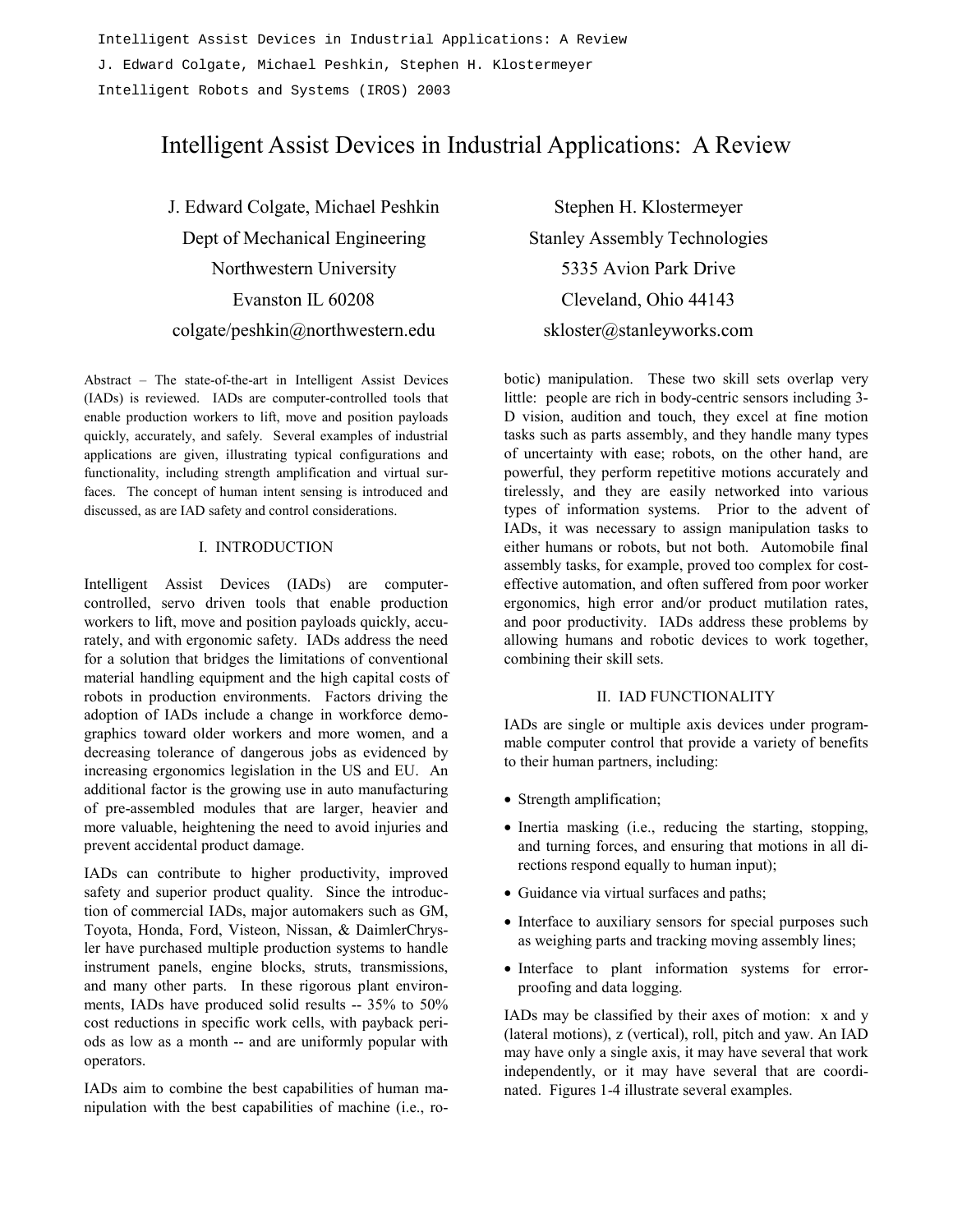Intelligent Assist Devices in Industrial Applications: A Review

J. Edward Colgate, Michael Peshkin, Stephen H. Klostermeyer

Intelligent Robots and Systems (IROS) 2003

# Intelligent Assist Devices in Industrial Applications: A Review

J. Edward Colgate, Michael Peshkin
Dept of Mechanical Engineering
Northwestern University
Evanston IL 60208
colgate/peshkin@northwestern.edu

Stephen H. Klostermeyer
Stanley Assembly Technologies
5335 Avion Park Drive
Cleveland, Ohio 44143
skloster@stanleyworks.com

Abstract – The state-of-the-art in Intelligent Assist Devices (IADs) is reviewed. IADs are computer-controlled tools that enable production workers to lift, move and position payloads quickly, accurately, and safely. Several examples of industrial applications are given, illustrating typical configurations and functionality, including strength amplification and virtual surfaces. The concept of human intent sensing is introduced and discussed, as are IAD safety and control considerations.

## I. INTRODUCTION

Intelligent Assist Devices (IADs) are computer-controlled, servo driven tools that enable production workers to lift, move and position payloads quickly, accurately, and with ergonomic safety. IADs address the need for a solution that bridges the limitations of conventional material handling equipment and the high capital costs of robots in production environments. Factors driving the adoption of IADs include a change in workforce demographics toward older workers and more women, and a decreasing tolerance of dangerous jobs as evidenced by increasing ergonomics legislation in the US and EU. An additional factor is the growing use in auto manufacturing of pre-assembled modules that are larger, heavier and more valuable, heightening the need to avoid injuries and prevent accidental product damage.

IADs can contribute to higher productivity, improved safety and superior product quality. Since the introduction of commercial IADs, major automakers such as GM, Toyota, Honda, Ford, Visteon, Nissan, & DaimlerChrysler have purchased multiple production systems to handle instrument panels, engine blocks, struts, transmissions, and many other parts. In these rigorous plant environments, IADs have produced solid results -- 35% to 50% cost reductions in specific work cells, with payback periods as low as a month -- and are uniformly popular with operators.

IADs aim to combine the best capabilities of human manipulation with the best capabilities of machine (i.e., robotic) manipulation. These two skill sets overlap very little: people are rich in body-centric sensors including 3-D vision, audition and touch, they excel at fine motion tasks such as parts assembly, and they handle many types of uncertainty with ease; robots, on the other hand, are powerful, they perform repetitive motions accurately and tirelessly, and they are easily networked into various types of information systems. Prior to the advent of IADs, it was necessary to assign manipulation tasks to either humans or robots, but not both. Automobile final assembly tasks, for example, proved too complex for cost-effective automation, and often suffered from poor worker ergonomics, high error and/or product mutilation rates, and poor productivity. IADs address these problems by allowing humans and robotic devices to work together, combining their skill sets.

## II. IAD FUNCTIONALITY

IADs are single or multiple axis devices under programmable computer control that provide a variety of benefits to their human partners, including:

- Strength amplification;
- Inertia masking (i.e., reducing the starting, stopping, and turning forces, and ensuring that motions in all directions respond equally to human input);
- Guidance via virtual surfaces and paths;
- Interface to auxiliary sensors for special purposes such as weighing parts and tracking moving assembly lines;
- Interface to plant information systems for error-proofing and data logging.

IADs may be classified by their axes of motion: x and y (lateral motions), z (vertical), roll, pitch and yaw. An IAD may have only a single axis, it may have several that work independently, or it may have several that are coordinated. Figures 1-4 illustrate several examples.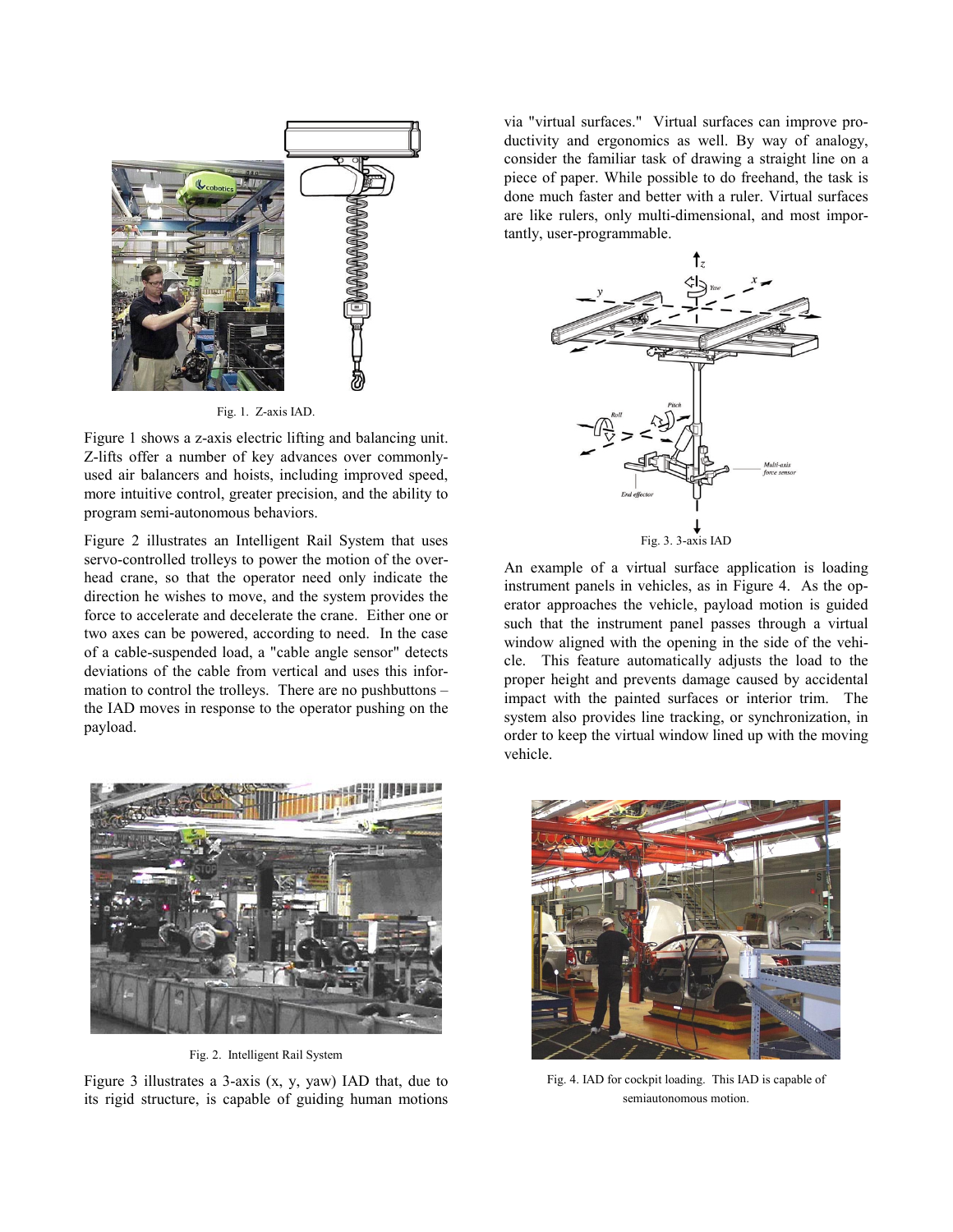Fig. 1. Z-axis IAD.

Figure 1 shows a z-axis electric lifting and balancing unit. Z-lifts offer a number of key advances over commonly-used air balancers and hoists, including improved speed, more intuitive control, greater precision, and the ability to program semi-autonomous behaviors.

Figure 2 illustrates an Intelligent Rail System that uses servo-controlled trolleys to power the motion of the overhead crane, so that the operator need only indicate the direction he wishes to move, and the system provides the force to accelerate and decelerate the crane. Either one or two axes can be powered, according to need. In the case of a cable-suspended load, a "cable angle sensor" detects deviations of the cable from vertical and uses this information to control the trolleys. There are no pushbuttons – the IAD moves in response to the operator pushing on the payload.

Fig. 2. Intelligent Rail System

Figure 3 illustrates a 3-axis (x, y, yaw) IAD that, due to its rigid structure, is capable of guiding human motions via "virtual surfaces." Virtual surfaces can improve productivity and ergonomics as well. By way of analogy, consider the familiar task of drawing a straight line on a piece of paper. While possible to do freehand, the task is done much faster and better with a ruler. Virtual surfaces are like rulers, only multi-dimensional, and most importantly, user-programmable.

Fig. 3. 3-axis IAD

An example of a virtual surface application is loading instrument panels in vehicles, as in Figure 4. As the operator approaches the vehicle, payload motion is guided such that the instrument panel passes through a virtual window aligned with the opening in the side of the vehicle. This feature automatically adjusts the load to the proper height and prevents damage caused by accidental impact with the painted surfaces or interior trim. The system also provides line tracking, or synchronization, in order to keep the virtual window lined up with the moving vehicle.

Fig. 4. IAD for cockpit loading. This IAD is capable of semiautonomous motion.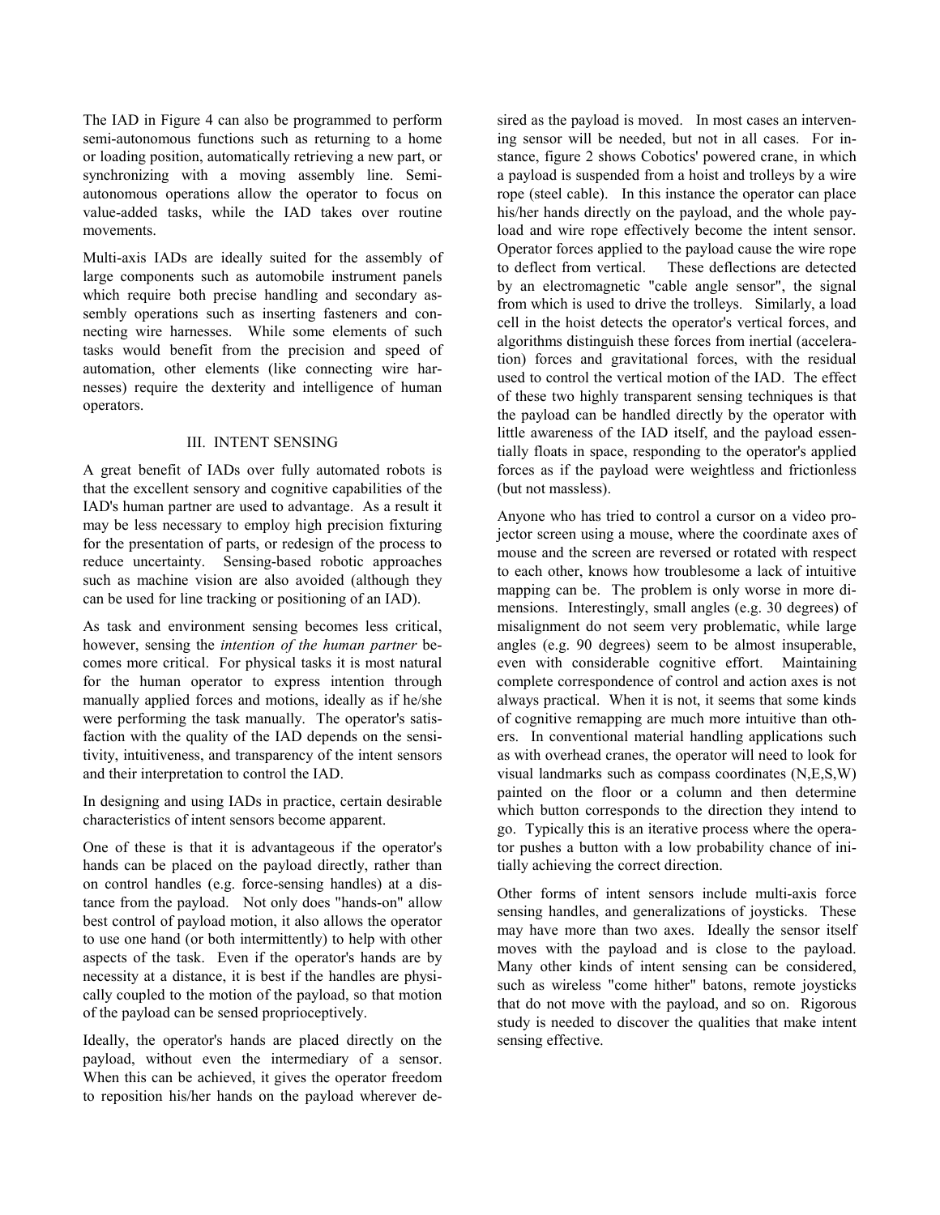The IAD in Figure 4 can also be programmed to perform semi-autonomous functions such as returning to a home or loading position, automatically retrieving a new part, or synchronizing with a moving assembly line. Semi-autonomous operations allow the operator to focus on value-added tasks, while the IAD takes over routine movements.

Multi-axis IADs are ideally suited for the assembly of large components such as automobile instrument panels which require both precise handling and secondary assembly operations such as inserting fasteners and connecting wire harnesses. While some elements of such tasks would benefit from the precision and speed of automation, other elements (like connecting wire harnesses) require the dexterity and intelligence of human operators.

## III. INTENT SENSING

A great benefit of IADs over fully automated robots is that the excellent sensory and cognitive capabilities of the IAD's human partner are used to advantage. As a result it may be less necessary to employ high precision fixturing for the presentation of parts, or redesign of the process to reduce uncertainty. Sensing-based robotic approaches such as machine vision are also avoided (although they can be used for line tracking or positioning of an IAD).

As task and environment sensing becomes less critical, however, sensing the *intention of the human partner* becomes more critical. For physical tasks it is most natural for the human operator to express intention through manually applied forces and motions, ideally as if he/she were performing the task manually. The operator's satisfaction with the quality of the IAD depends on the sensitivity, intuitiveness, and transparency of the intent sensors and their interpretation to control the IAD.

In designing and using IADs in practice, certain desirable characteristics of intent sensors become apparent.

One of these is that it is advantageous if the operator's hands can be placed on the payload directly, rather than on control handles (e.g. force-sensing handles) at a distance from the payload. Not only does "hands-on" allow best control of payload motion, it also allows the operator to use one hand (or both intermittently) to help with other aspects of the task. Even if the operator's hands are by necessity at a distance, it is best if the handles are physically coupled to the motion of the payload, so that motion of the payload can be sensed proprioceptively.

Ideally, the operator's hands are placed directly on the payload, without even the intermediary of a sensor. When this can be achieved, it gives the operator freedom to reposition his/her hands on the payload wherever desired as the payload is moved. In most cases an intervening sensor will be needed, but not in all cases. For instance, figure 2 shows Cobotics' powered crane, in which a payload is suspended from a hoist and trolleys by a wire rope (steel cable). In this instance the operator can place his/her hands directly on the payload, and the whole payload and wire rope effectively become the intent sensor. Operator forces applied to the payload cause the wire rope to deflect from vertical. These deflections are detected by an electromagnetic "cable angle sensor", the signal from which is used to drive the trolleys. Similarly, a load cell in the hoist detects the operator's vertical forces, and algorithms distinguish these forces from inertial (acceleration) forces and gravitational forces, with the residual used to control the vertical motion of the IAD. The effect of these two highly transparent sensing techniques is that the payload can be handled directly by the operator with little awareness of the IAD itself, and the payload essentially floats in space, responding to the operator's applied forces as if the payload were weightless and frictionless (but not massless).

Anyone who has tried to control a cursor on a video projector screen using a mouse, where the coordinate axes of mouse and the screen are reversed or rotated with respect to each other, knows how troublesome a lack of intuitive mapping can be. The problem is only worse in more dimensions. Interestingly, small angles (e.g. 30 degrees) of misalignment do not seem very problematic, while large angles (e.g. 90 degrees) seem to be almost insuperable, even with considerable cognitive effort. Maintaining complete correspondence of control and action axes is not always practical. When it is not, it seems that some kinds of cognitive remapping are much more intuitive than others. In conventional material handling applications such as with overhead cranes, the operator will need to look for visual landmarks such as compass coordinates (N,E,S,W) painted on the floor or a column and then determine which button corresponds to the direction they intend to go. Typically this is an iterative process where the operator pushes a button with a low probability chance of initially achieving the correct direction.

Other forms of intent sensors include multi-axis force sensing handles, and generalizations of joysticks. These may have more than two axes. Ideally the sensor itself moves with the payload and is close to the payload. Many other kinds of intent sensing can be considered, such as wireless "come hither" batons, remote joysticks that do not move with the payload, and so on. Rigorous study is needed to discover the qualities that make intent sensing effective.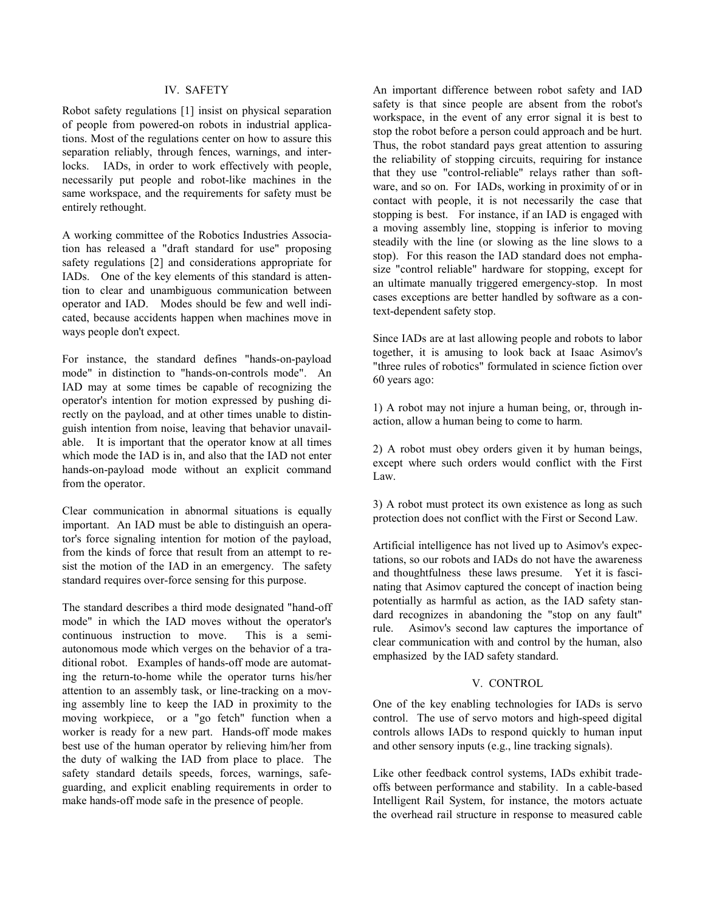## IV. SAFETY

Robot safety regulations [1] insist on physical separation of people from powered-on robots in industrial applications. Most of the regulations center on how to assure this separation reliably, through fences, warnings, and interlocks. IADs, in order to work effectively with people, necessarily put people and robot-like machines in the same workspace, and the requirements for safety must be entirely rethought.

A working committee of the Robotics Industries Association has released a "draft standard for use" proposing safety regulations [2] and considerations appropriate for IADs. One of the key elements of this standard is attention to clear and unambiguous communication between operator and IAD. Modes should be few and well indicated, because accidents happen when machines move in ways people don't expect.

For instance, the standard defines "hands-on-payload mode" in distinction to "hands-on-controls mode". An IAD may at some times be capable of recognizing the operator's intention for motion expressed by pushing directly on the payload, and at other times unable to distinguish intention from noise, leaving that behavior unavailable. It is important that the operator know at all times which mode the IAD is in, and also that the IAD not enter hands-on-payload mode without an explicit command from the operator.

Clear communication in abnormal situations is equally important. An IAD must be able to distinguish an operator's force signaling intention for motion of the payload, from the kinds of force that result from an attempt to resist the motion of the IAD in an emergency. The safety standard requires over-force sensing for this purpose.

The standard describes a third mode designated "hand-off mode" in which the IAD moves without the operator's continuous instruction to move. This is a semi-autonomous mode which verges on the behavior of a traditional robot. Examples of hands-off mode are automating the return-to-home while the operator turns his/her attention to an assembly task, or line-tracking on a moving assembly line to keep the IAD in proximity to the moving workpiece, or a "go fetch" function when a worker is ready for a new part. Hands-off mode makes best use of the human operator by relieving him/her from the duty of walking the IAD from place to place. The safety standard details speeds, forces, warnings, safeguarding, and explicit enabling requirements in order to make hands-off mode safe in the presence of people.

An important difference between robot safety and IAD safety is that since people are absent from the robot's workspace, in the event of any error signal it is best to stop the robot before a person could approach and be hurt. Thus, the robot standard pays great attention to assuring the reliability of stopping circuits, requiring for instance that they use "control-reliable" relays rather than software, and so on. For IADs, working in proximity of or in contact with people, it is not necessarily the case that stopping is best. For instance, if an IAD is engaged with a moving assembly line, stopping is inferior to moving steadily with the line (or slowing as the line slows to a stop). For this reason the IAD standard does not emphasize "control reliable" hardware for stopping, except for an ultimate manually triggered emergency-stop. In most cases exceptions are better handled by software as a context-dependent safety stop.

Since IADs are at last allowing people and robots to labor together, it is amusing to look back at Isaac Asimov's "three rules of robotics" formulated in science fiction over 60 years ago:

1) A robot may not injure a human being, or, through inaction, allow a human being to come to harm.

2) A robot must obey orders given it by human beings, except where such orders would conflict with the First Law.

3) A robot must protect its own existence as long as such protection does not conflict with the First or Second Law.

Artificial intelligence has not lived up to Asimov's expectations, so our robots and IADs do not have the awareness and thoughtfulness these laws presume. Yet it is fascinating that Asimov captured the concept of inaction being potentially as harmful as action, as the IAD safety standard recognizes in abandoning the "stop on any fault" rule. Asimov's second law captures the importance of clear communication with and control by the human, also emphasized by the IAD safety standard.

## V. CONTROL

One of the key enabling technologies for IADs is servo control. The use of servo motors and high-speed digital controls allows IADs to respond quickly to human input and other sensory inputs (e.g., line tracking signals).

Like other feedback control systems, IADs exhibit tradeoffs between performance and stability. In a cable-based Intelligent Rail System, for instance, the motors actuate the overhead rail structure in response to measured cable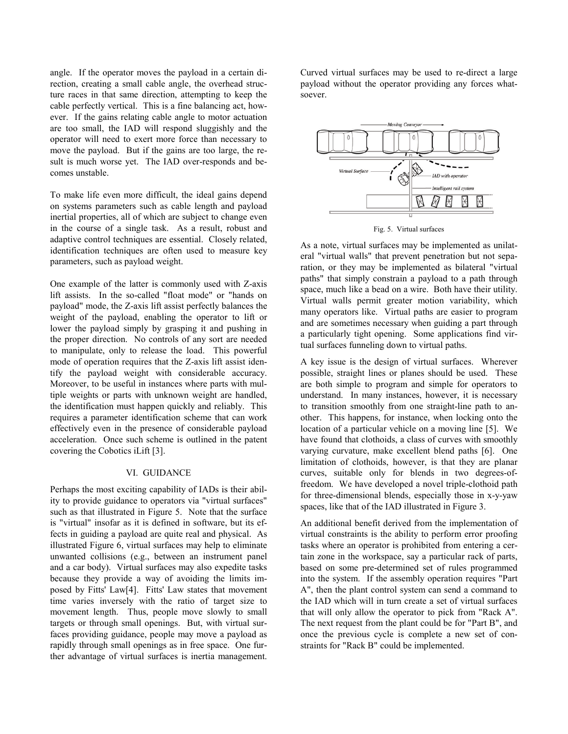angle. If the operator moves the payload in a certain direction, creating a small cable angle, the overhead structure races in that same direction, attempting to keep the cable perfectly vertical. This is a fine balancing act, however. If the gains relating cable angle to motor actuation are too small, the IAD will respond sluggishly and the operator will need to exert more force than necessary to move the payload. But if the gains are too large, the result is much worse yet. The IAD over-responds and becomes unstable.

To make life even more difficult, the ideal gains depend on systems parameters such as cable length and payload inertial properties, all of which are subject to change even in the course of a single task. As a result, robust and adaptive control techniques are essential. Closely related, identification techniques are often used to measure key parameters, such as payload weight.

One example of the latter is commonly used with Z-axis lift assists. In the so-called "float mode" or "hands on payload" mode, the Z-axis lift assist perfectly balances the weight of the payload, enabling the operator to lift or lower the payload simply by grasping it and pushing in the proper direction. No controls of any sort are needed to manipulate, only to release the load. This powerful mode of operation requires that the Z-axis lift assist identify the payload weight with considerable accuracy. Moreover, to be useful in instances where parts with multiple weights or parts with unknown weight are handled, the identification must happen quickly and reliably. This requires a parameter identification scheme that can work effectively even in the presence of considerable payload acceleration. Once such scheme is outlined in the patent covering the Cobotics iLift [3].

## VI. GUIDANCE

Perhaps the most exciting capability of IADs is their ability to provide guidance to operators via "virtual surfaces" such as that illustrated in Figure 5. Note that the surface is "virtual" insofar as it is defined in software, but its effects in guiding a payload are quite real and physical. As illustrated Figure 6, virtual surfaces may help to eliminate unwanted collisions (e.g., between an instrument panel and a car body). Virtual surfaces may also expedite tasks because they provide a way of avoiding the limits imposed by Fitts' Law[4]. Fitts' Law states that movement time varies inversely with the ratio of target size to movement length. Thus, people move slowly to small targets or through small openings. But, with virtual surfaces providing guidance, people may move a payload as rapidly through small openings as in free space. One further advantage of virtual surfaces is inertia management. Curved virtual surfaces may be used to re-direct a large payload without the operator providing any forces whatsoever.

Fig. 5. Virtual surfaces

As a note, virtual surfaces may be implemented as unilateral "virtual walls" that prevent penetration but not separation, or they may be implemented as bilateral "virtual paths" that simply constrain a payload to a path through space, much like a bead on a wire. Both have their utility. Virtual walls permit greater motion variability, which many operators like. Virtual paths are easier to program and are sometimes necessary when guiding a part through a particularly tight opening. Some applications find virtual surfaces funneling down to virtual paths.

A key issue is the design of virtual surfaces. Wherever possible, straight lines or planes should be used. These are both simple to program and simple for operators to understand. In many instances, however, it is necessary to transition smoothly from one straight-line path to another. This happens, for instance, when locking onto the location of a particular vehicle on a moving line [5]. We have found that clothoids, a class of curves with smoothly varying curvature, make excellent blend paths [6]. One limitation of clothoids, however, is that they are planar curves, suitable only for blends in two degrees-of-freedom. We have developed a novel triple-clothoid path for three-dimensional blends, especially those in x-y-yaw spaces, like that of the IAD illustrated in Figure 3.

An additional benefit derived from the implementation of virtual constraints is the ability to perform error proofing tasks where an operator is prohibited from entering a certain zone in the workspace, say a particular rack of parts, based on some pre-determined set of rules programmed into the system. If the assembly operation requires "Part A", then the plant control system can send a command to the IAD which will in turn create a set of virtual surfaces that will only allow the operator to pick from "Rack A". The next request from the plant could be for "Part B", and once the previous cycle is complete a new set of constraints for "Rack B" could be implemented.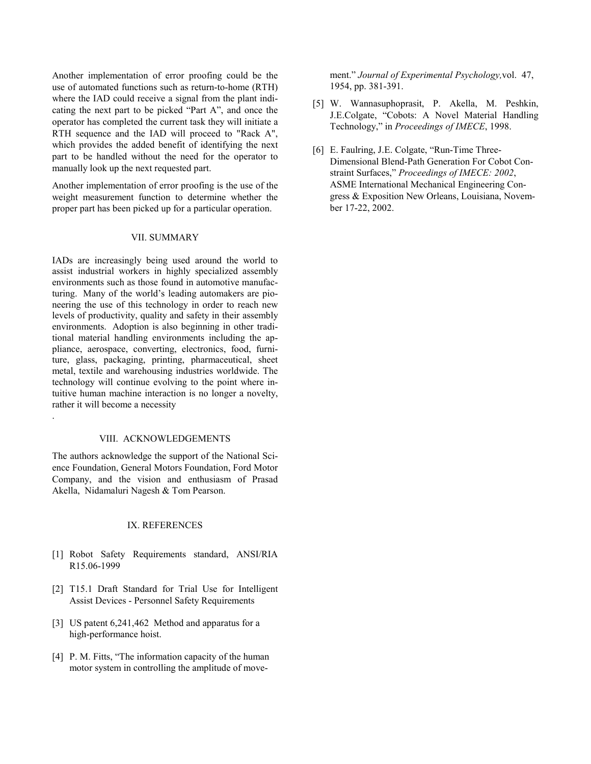Another implementation of error proofing could be the use of automated functions such as return-to-home (RTH) where the IAD could receive a signal from the plant indicating the next part to be picked "Part A", and once the operator has completed the current task they will initiate a RTH sequence and the IAD will proceed to "Rack A", which provides the added benefit of identifying the next part to be handled without the need for the operator to manually look up the next requested part.

Another implementation of error proofing is the use of the weight measurement function to determine whether the proper part has been picked up for a particular operation.

## VII. SUMMARY

IADs are increasingly being used around the world to assist industrial workers in highly specialized assembly environments such as those found in automotive manufacturing. Many of the world's leading automakers are pioneering the use of this technology in order to reach new levels of productivity, quality and safety in their assembly environments. Adoption is also beginning in other traditional material handling environments including the appliance, aerospace, converting, electronics, food, furniture, glass, packaging, printing, pharmaceutical, sheet metal, textile and warehousing industries worldwide. The technology will continue evolving to the point where intuitive human machine interaction is no longer a novelty, rather it will become a necessity

.

## VIII. ACKNOWLEDGEMENTS

The authors acknowledge the support of the National Science Foundation, General Motors Foundation, Ford Motor Company, and the vision and enthusiasm of Prasad Akella, Nidamaluri Nagesh & Tom Pearson.

## IX. REFERENCES

[1] Robot Safety Requirements standard, ANSI/RIA R15.06-1999

[2] T15.1 Draft Standard for Trial Use for Intelligent Assist Devices - Personnel Safety Requirements

[3] US patent 6,241,462 Method and apparatus for a high-performance hoist.

[4] P. M. Fitts, "The information capacity of the human motor system in controlling the amplitude of movement." *Journal of Experimental Psychology,* vol. 47, 1954, pp. 381-391.

[5] W. Wannasuphoprasit, P. Akella, M. Peshkin, J.E.Colgate, "Cobots: A Novel Material Handling Technology," in *Proceedings of IMECE*, 1998.

[6] E. Faulring, J.E. Colgate, "Run-Time Three-Dimensional Blend-Path Generation For Cobot Constraint Surfaces," *Proceedings of IMECE: 2002*, ASME International Mechanical Engineering Congress & Exposition New Orleans, Louisiana, November 17-22, 2002.